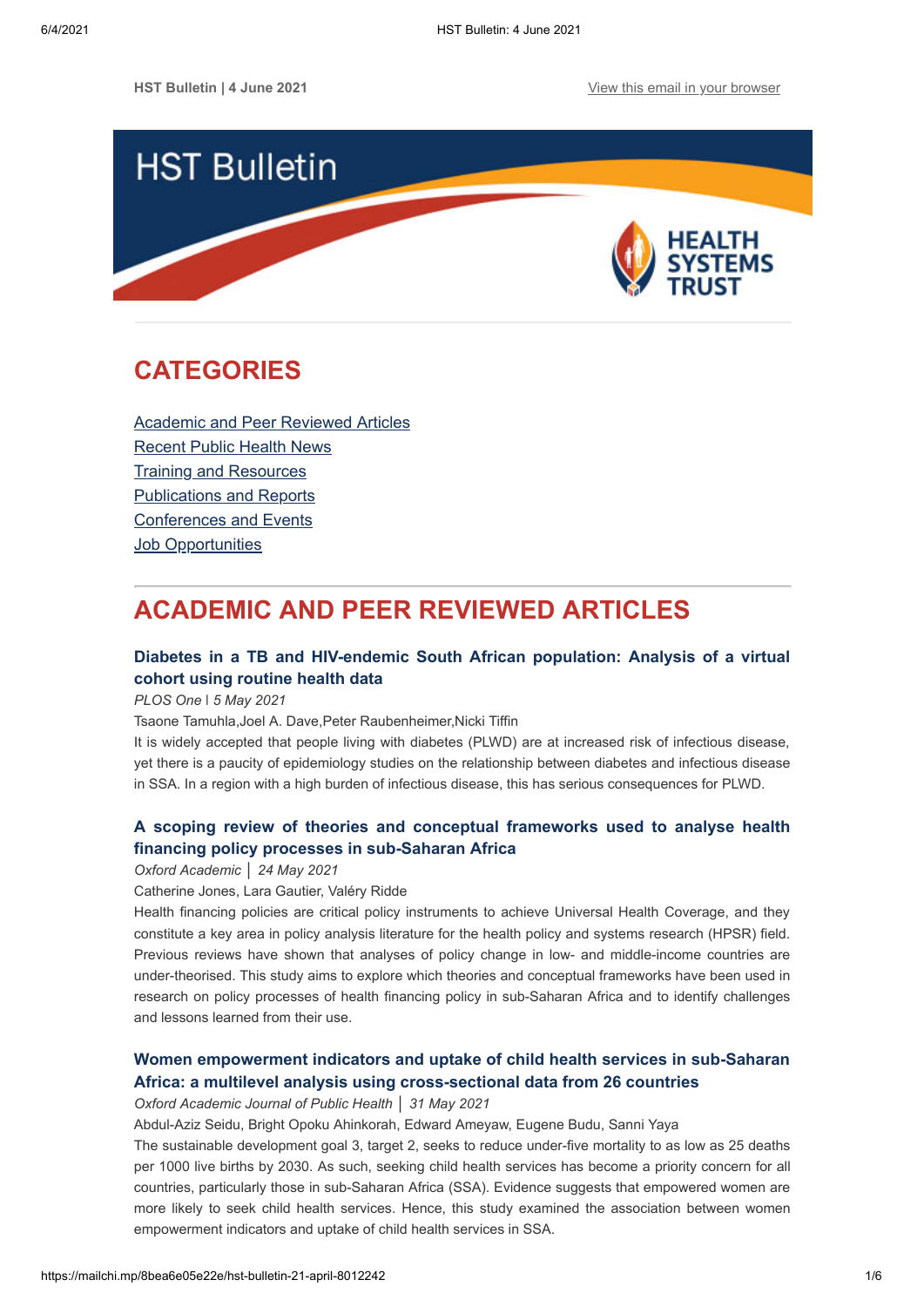HST Bulletin | 4 June 2021 View this email in your browser

HST Bulletin

HEALTH SYSTEMS TRUST

## CATEGORIES

Academic and Peer Reviewed Articles
Recent Public Health News
Training and Resources
Publications and Reports
Conferences and Events
Job Opportunities

## ACADEMIC AND PEER REVIEWED ARTICLES

### Diabetes in a TB and HIV-endemic South African population: Analysis of a virtual cohort using routine health data

*PLOS One* | *5 May 2021*

Tsaone Tamuhla,Joel A. Dave,Peter Raubenheimer,Nicki Tiffin

It is widely accepted that people living with diabetes (PLWD) are at increased risk of infectious disease, yet there is a paucity of epidemiology studies on the relationship between diabetes and infectious disease in SSA. In a region with a high burden of infectious disease, this has serious consequences for PLWD.

### A scoping review of theories and conceptual frameworks used to analyse health financing policy processes in sub-Saharan Africa

*Oxford Academic* │ *24 May 2021*

Catherine Jones, Lara Gautier, Valéry Ridde

Health financing policies are critical policy instruments to achieve Universal Health Coverage, and they constitute a key area in policy analysis literature for the health policy and systems research (HPSR) field. Previous reviews have shown that analyses of policy change in low- and middle-income countries are under-theorised. This study aims to explore which theories and conceptual frameworks have been used in research on policy processes of health financing policy in sub-Saharan Africa and to identify challenges and lessons learned from their use.

### Women empowerment indicators and uptake of child health services in sub-Saharan Africa: a multilevel analysis using cross-sectional data from 26 countries

*Oxford Academic Journal of Public Health* │ *31 May 2021*

Abdul-Aziz Seidu, Bright Opoku Ahinkorah, Edward Ameyaw, Eugene Budu, Sanni Yaya

The sustainable development goal 3, target 2, seeks to reduce under-five mortality to as low as 25 deaths per 1000 live births by 2030. As such, seeking child health services has become a priority concern for all countries, particularly those in sub-Saharan Africa (SSA). Evidence suggests that empowered women are more likely to seek child health services. Hence, this study examined the association between women empowerment indicators and uptake of child health services in SSA.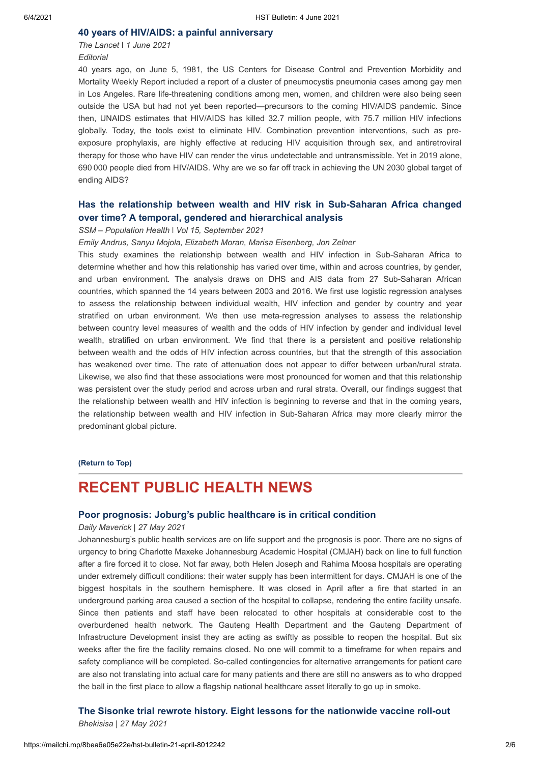### 40 years of HIV/AIDS: a painful anniversary

*The Lancet | 1 June 2021*

*Editorial*

40 years ago, on June 5, 1981, the US Centers for Disease Control and Prevention Morbidity and Mortality Weekly Report included a report of a cluster of pneumocystis pneumonia cases among gay men in Los Angeles. Rare life-threatening conditions among men, women, and children were also being seen outside the USA but had not yet been reported—precursors to the coming HIV/AIDS pandemic. Since then, UNAIDS estimates that HIV/AIDS has killed 32.7 million people, with 75.7 million HIV infections globally. Today, the tools exist to eliminate HIV. Combination prevention interventions, such as pre-exposure prophylaxis, are highly effective at reducing HIV acquisition through sex, and antiretroviral therapy for those who have HIV can render the virus undetectable and untransmissible. Yet in 2019 alone, 690 000 people died from HIV/AIDS. Why are we so far off track in achieving the UN 2030 global target of ending AIDS?

### Has the relationship between wealth and HIV risk in Sub-Saharan Africa changed over time? A temporal, gendered and hierarchical analysis

*SSM – Population Health | Vol 15, September 2021*

*Emily Andrus, Sanyu Mojola, Elizabeth Moran, Marisa Eisenberg, Jon Zelner*

This study examines the relationship between wealth and HIV infection in Sub-Saharan Africa to determine whether and how this relationship has varied over time, within and across countries, by gender, and urban environment. The analysis draws on DHS and AIS data from 27 Sub-Saharan African countries, which spanned the 14 years between 2003 and 2016. We first use logistic regression analyses to assess the relationship between individual wealth, HIV infection and gender by country and year stratified on urban environment. We then use meta-regression analyses to assess the relationship between country level measures of wealth and the odds of HIV infection by gender and individual level wealth, stratified on urban environment. We find that there is a persistent and positive relationship between wealth and the odds of HIV infection across countries, but that the strength of this association has weakened over time. The rate of attenuation does not appear to differ between urban/rural strata. Likewise, we also find that these associations were most pronounced for women and that this relationship was persistent over the study period and across urban and rural strata. Overall, our findings suggest that the relationship between wealth and HIV infection is beginning to reverse and that in the coming years, the relationship between wealth and HIV infection in Sub-Saharan Africa may more clearly mirror the predominant global picture.

**(Return to Top)**

## RECENT PUBLIC HEALTH NEWS

### Poor prognosis: Joburg's public healthcare is in critical condition

*Daily Maverick | 27 May 2021*

Johannesburg's public health services are on life support and the prognosis is poor. There are no signs of urgency to bring Charlotte Maxeke Johannesburg Academic Hospital (CMJAH) back on line to full function after a fire forced it to close. Not far away, both Helen Joseph and Rahima Moosa hospitals are operating under extremely difficult conditions: their water supply has been intermittent for days. CMJAH is one of the biggest hospitals in the southern hemisphere. It was closed in April after a fire that started in an underground parking area caused a section of the hospital to collapse, rendering the entire facility unsafe. Since then patients and staff have been relocated to other hospitals at considerable cost to the overburdened health network. The Gauteng Health Department and the Gauteng Department of Infrastructure Development insist they are acting as swiftly as possible to reopen the hospital. But six weeks after the fire the facility remains closed. No one will commit to a timeframe for when repairs and safety compliance will be completed. So-called contingencies for alternative arrangements for patient care are also not translating into actual care for many patients and there are still no answers as to who dropped the ball in the first place to allow a flagship national healthcare asset literally to go up in smoke.

### The Sisonke trial rewrote history. Eight lessons for the nationwide vaccine roll-out

*Bhekisisa | 27 May 2021*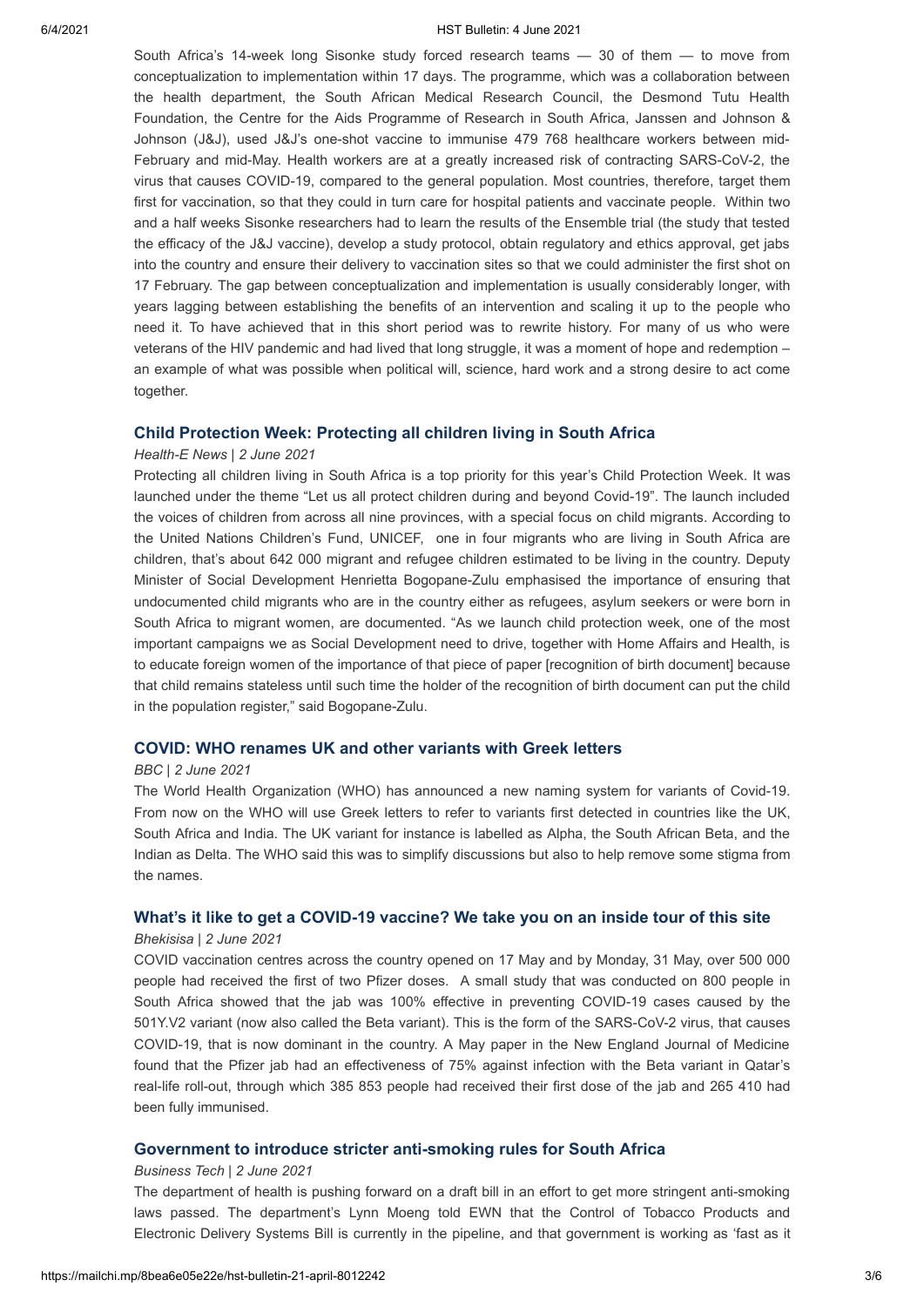South Africa's 14-week long Sisonke study forced research teams — 30 of them — to move from conceptualization to implementation within 17 days. The programme, which was a collaboration between the health department, the South African Medical Research Council, the Desmond Tutu Health Foundation, the Centre for the Aids Programme of Research in South Africa, Janssen and Johnson & Johnson (J&J), used J&J's one-shot vaccine to immunise 479 768 healthcare workers between mid-February and mid-May. Health workers are at a greatly increased risk of contracting SARS-CoV-2, the virus that causes COVID-19, compared to the general population. Most countries, therefore, target them first for vaccination, so that they could in turn care for hospital patients and vaccinate people. Within two and a half weeks Sisonke researchers had to learn the results of the Ensemble trial (the study that tested the efficacy of the J&J vaccine), develop a study protocol, obtain regulatory and ethics approval, get jabs into the country and ensure their delivery to vaccination sites so that we could administer the first shot on 17 February. The gap between conceptualization and implementation is usually considerably longer, with years lagging between establishing the benefits of an intervention and scaling it up to the people who need it. To have achieved that in this short period was to rewrite history. For many of us who were veterans of the HIV pandemic and had lived that long struggle, it was a moment of hope and redemption – an example of what was possible when political will, science, hard work and a strong desire to act come together.

### Child Protection Week: Protecting all children living in South Africa

*Health-E News | 2 June 2021*

Protecting all children living in South Africa is a top priority for this year's Child Protection Week. It was launched under the theme "Let us all protect children during and beyond Covid-19". The launch included the voices of children from across all nine provinces, with a special focus on child migrants. According to the United Nations Children's Fund, UNICEF, one in four migrants who are living in South Africa are children, that's about 642 000 migrant and refugee children estimated to be living in the country. Deputy Minister of Social Development Henrietta Bogopane-Zulu emphasised the importance of ensuring that undocumented child migrants who are in the country either as refugees, asylum seekers or were born in South Africa to migrant women, are documented. "As we launch child protection week, one of the most important campaigns we as Social Development need to drive, together with Home Affairs and Health, is to educate foreign women of the importance of that piece of paper [recognition of birth document] because that child remains stateless until such time the holder of the recognition of birth document can put the child in the population register," said Bogopane-Zulu.

### COVID: WHO renames UK and other variants with Greek letters

*BBC | 2 June 2021*

The World Health Organization (WHO) has announced a new naming system for variants of Covid-19. From now on the WHO will use Greek letters to refer to variants first detected in countries like the UK, South Africa and India. The UK variant for instance is labelled as Alpha, the South African Beta, and the Indian as Delta. The WHO said this was to simplify discussions but also to help remove some stigma from the names.

### What's it like to get a COVID-19 vaccine? We take you on an inside tour of this site

*Bhekisisa | 2 June 2021*

COVID vaccination centres across the country opened on 17 May and by Monday, 31 May, over 500 000 people had received the first of two Pfizer doses. A small study that was conducted on 800 people in South Africa showed that the jab was 100% effective in preventing COVID-19 cases caused by the 501Y.V2 variant (now also called the Beta variant). This is the form of the SARS-CoV-2 virus, that causes COVID-19, that is now dominant in the country. A May paper in the New England Journal of Medicine found that the Pfizer jab had an effectiveness of 75% against infection with the Beta variant in Qatar's real-life roll-out, through which 385 853 people had received their first dose of the jab and 265 410 had been fully immunised.

### Government to introduce stricter anti-smoking rules for South Africa

*Business Tech | 2 June 2021*

The department of health is pushing forward on a draft bill in an effort to get more stringent anti-smoking laws passed. The department's Lynn Moeng told EWN that the Control of Tobacco Products and Electronic Delivery Systems Bill is currently in the pipeline, and that government is working as 'fast as it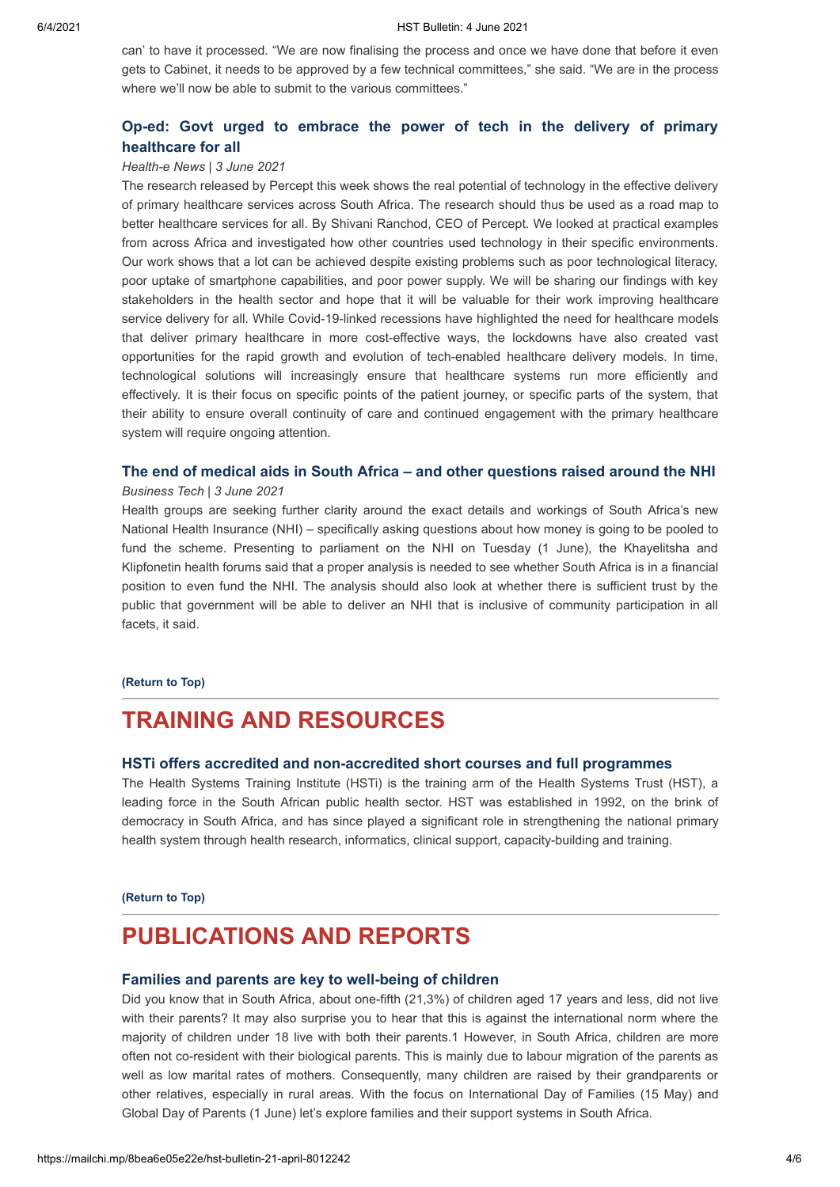can' to have it processed. "We are now finalising the process and once we have done that before it even gets to Cabinet, it needs to be approved by a few technical committees," she said. "We are in the process where we'll now be able to submit to the various committees."

### Op-ed: Govt urged to embrace the power of tech in the delivery of primary healthcare for all

*Health-e News | 3 June 2021*

The research released by Percept this week shows the real potential of technology in the effective delivery of primary healthcare services across South Africa. The research should thus be used as a road map to better healthcare services for all. By Shivani Ranchod, CEO of Percept. We looked at practical examples from across Africa and investigated how other countries used technology in their specific environments. Our work shows that a lot can be achieved despite existing problems such as poor technological literacy, poor uptake of smartphone capabilities, and poor power supply. We will be sharing our findings with key stakeholders in the health sector and hope that it will be valuable for their work improving healthcare service delivery for all. While Covid-19-linked recessions have highlighted the need for healthcare models that deliver primary healthcare in more cost-effective ways, the lockdowns have also created vast opportunities for the rapid growth and evolution of tech-enabled healthcare delivery models. In time, technological solutions will increasingly ensure that healthcare systems run more efficiently and effectively. It is their focus on specific points of the patient journey, or specific parts of the system, that their ability to ensure overall continuity of care and continued engagement with the primary healthcare system will require ongoing attention.

### The end of medical aids in South Africa – and other questions raised around the NHI

*Business Tech | 3 June 2021*

Health groups are seeking further clarity around the exact details and workings of South Africa's new National Health Insurance (NHI) – specifically asking questions about how money is going to be pooled to fund the scheme. Presenting to parliament on the NHI on Tuesday (1 June), the Khayelitsha and Klipfonetin health forums said that a proper analysis is needed to see whether South Africa is in a financial position to even fund the NHI. The analysis should also look at whether there is sufficient trust by the public that government will be able to deliver an NHI that is inclusive of community participation in all facets, it said.

**(Return to Top)**

## TRAINING AND RESOURCES

### HSTi offers accredited and non-accredited short courses and full programmes

The Health Systems Training Institute (HSTi) is the training arm of the Health Systems Trust (HST), a leading force in the South African public health sector. HST was established in 1992, on the brink of democracy in South Africa, and has since played a significant role in strengthening the national primary health system through health research, informatics, clinical support, capacity-building and training.

**(Return to Top)**

## PUBLICATIONS AND REPORTS

### Families and parents are key to well-being of children

Did you know that in South Africa, about one-fifth (21,3%) of children aged 17 years and less, did not live with their parents? It may also surprise you to hear that this is against the international norm where the majority of children under 18 live with both their parents.1 However, in South Africa, children are more often not co-resident with their biological parents. This is mainly due to labour migration of the parents as well as low marital rates of mothers. Consequently, many children are raised by their grandparents or other relatives, especially in rural areas. With the focus on International Day of Families (15 May) and Global Day of Parents (1 June) let's explore families and their support systems in South Africa.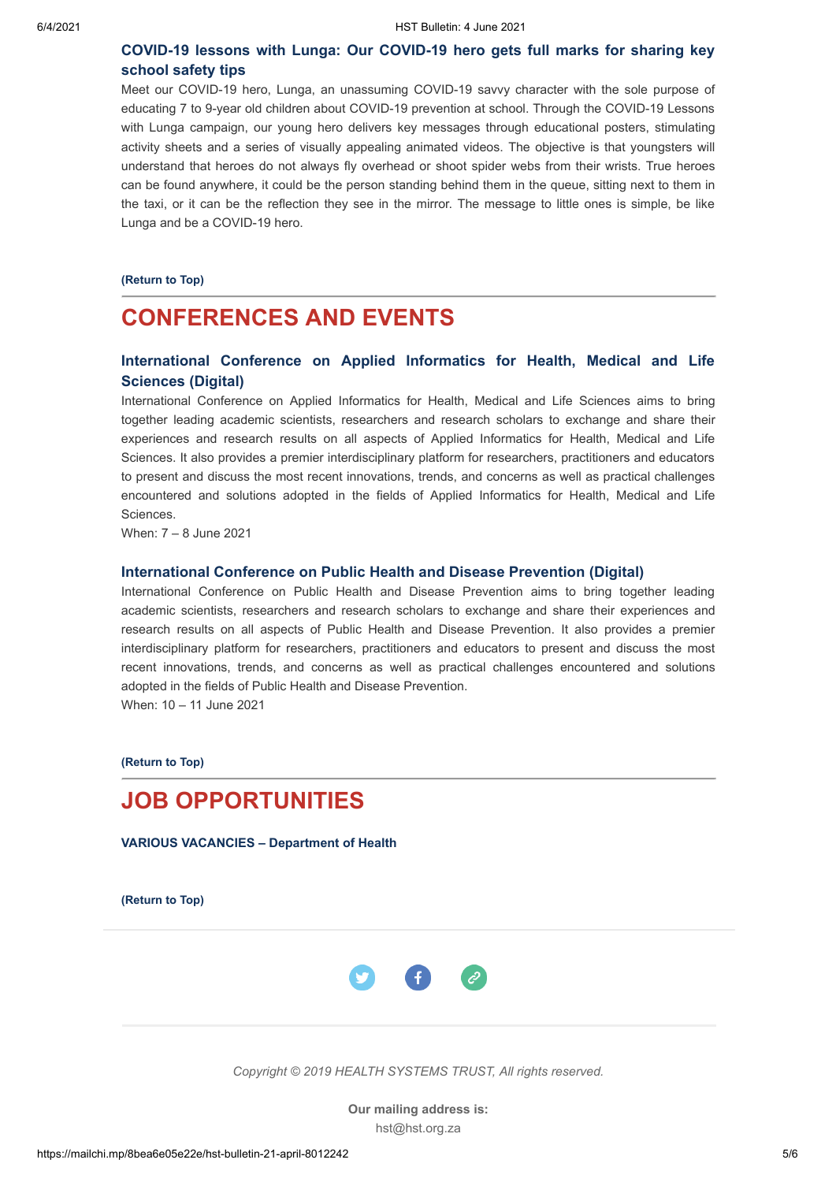### COVID-19 lessons with Lunga: Our COVID-19 hero gets full marks for sharing key school safety tips

Meet our COVID-19 hero, Lunga, an unassuming COVID-19 savvy character with the sole purpose of educating 7 to 9-year old children about COVID-19 prevention at school. Through the COVID-19 Lessons with Lunga campaign, our young hero delivers key messages through educational posters, stimulating activity sheets and a series of visually appealing animated videos. The objective is that youngsters will understand that heroes do not always fly overhead or shoot spider webs from their wrists. True heroes can be found anywhere, it could be the person standing behind them in the queue, sitting next to them in the taxi, or it can be the reflection they see in the mirror. The message to little ones is simple, be like Lunga and be a COVID-19 hero.

**(Return to Top)**

---

## CONFERENCES AND EVENTS

### International Conference on Applied Informatics for Health, Medical and Life Sciences (Digital)

International Conference on Applied Informatics for Health, Medical and Life Sciences aims to bring together leading academic scientists, researchers and research scholars to exchange and share their experiences and research results on all aspects of Applied Informatics for Health, Medical and Life Sciences. It also provides a premier interdisciplinary platform for researchers, practitioners and educators to present and discuss the most recent innovations, trends, and concerns as well as practical challenges encountered and solutions adopted in the fields of Applied Informatics for Health, Medical and Life Sciences.

When: 7 – 8 June 2021

### International Conference on Public Health and Disease Prevention (Digital)

International Conference on Public Health and Disease Prevention aims to bring together leading academic scientists, researchers and research scholars to exchange and share their experiences and research results on all aspects of Public Health and Disease Prevention. It also provides a premier interdisciplinary platform for researchers, practitioners and educators to present and discuss the most recent innovations, trends, and concerns as well as practical challenges encountered and solutions adopted in the fields of Public Health and Disease Prevention.

When: 10 – 11 June 2021

**(Return to Top)**

---

## JOB OPPORTUNITIES

**VARIOUS VACANCIES – Department of Health**

**(Return to Top)**

---

*Copyright © 2019 HEALTH SYSTEMS TRUST, All rights reserved.*

**Our mailing address is:**

hst@hst.org.za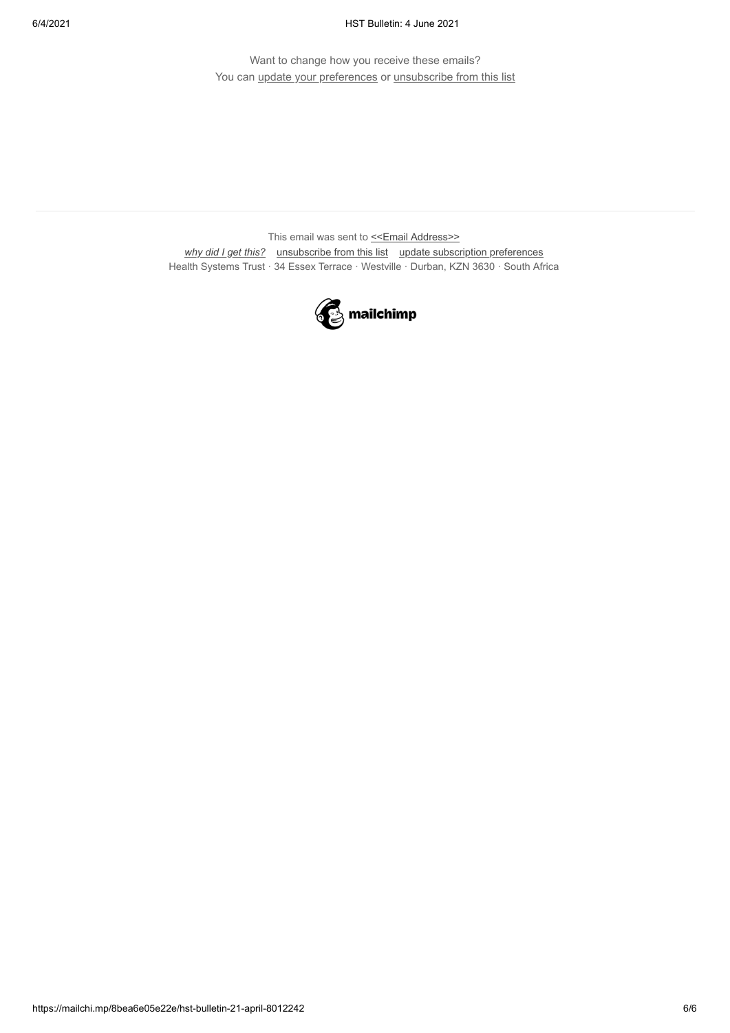Want to change how you receive these emails?
You can update your preferences or unsubscribe from this list

This email was sent to <<Email Address>>
*why did I get this?* unsubscribe from this list update subscription preferences
Health Systems Trust · 34 Essex Terrace · Westville · Durban, KZN 3630 · South Africa

mailchimp